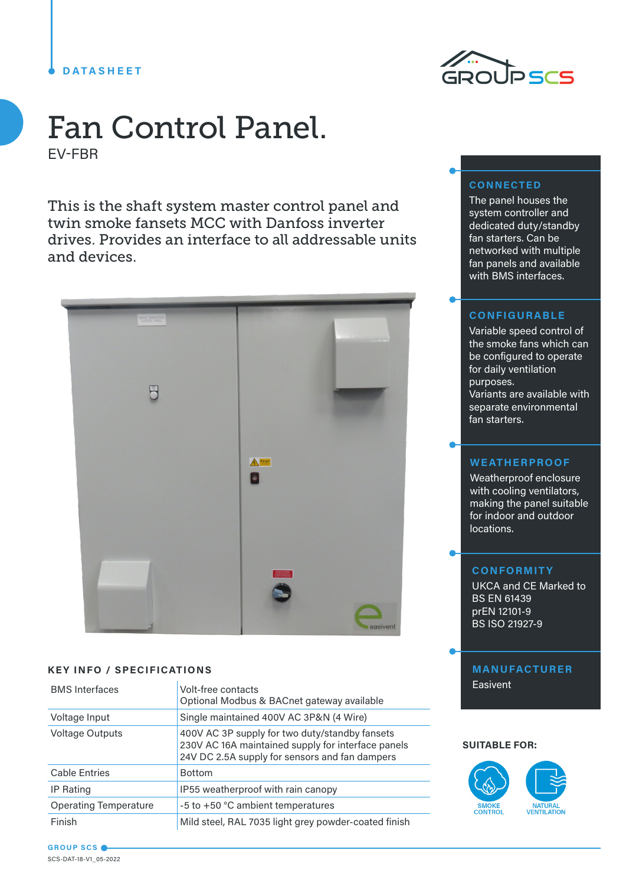DATASHEET

# Fan Control Panel.

EV-FBR

This is the shaft system master control panel and twin smoke fansets MCC with Danfoss inverter drives. Provides an interface to all addressable units and devices.

## KEY INFO / SPECIFICATIONS

| | |
|---|---|
| BMS Interfaces | Volt-free contacts<br>Optional Modbus & BACnet gateway available |
| Voltage Input | Single maintained 400V AC 3P&N (4 Wire) |
| Voltage Outputs | 400V AC 3P supply for two duty/standby fansets<br>230V AC 16A maintained supply for interface panels<br>24V DC 2.5A supply for sensors and fan dampers |
| Cable Entries | Bottom |
| IP Rating | IP55 weatherproof with rain canopy |
| Operating Temperature | -5 to +50 °C ambient temperatures |
| Finish | Mild steel, RAL 7035 light grey powder-coated finish |

### CONNECTED

The panel houses the system controller and dedicated duty/standby fan starters. Can be networked with multiple fan panels and available with BMS interfaces.

### CONFIGURABLE

Variable speed control of the smoke fans which can be configured to operate for daily ventilation purposes.
Variants are available with separate environmental fan starters.

### WEATHERPROOF

Weatherproof enclosure with cooling ventilators, making the panel suitable for indoor and outdoor locations.

### CONFORMITY

UKCA and CE Marked to
BS EN 61439
prEN 12101-9
BS ISO 21927-9

### MANUFACTURER

Easivent

**SUITABLE FOR:**

SMOKE CONTROL

NATURAL VENTILATION

GROUP SCS

SCS-DAT-18-V1_05-2022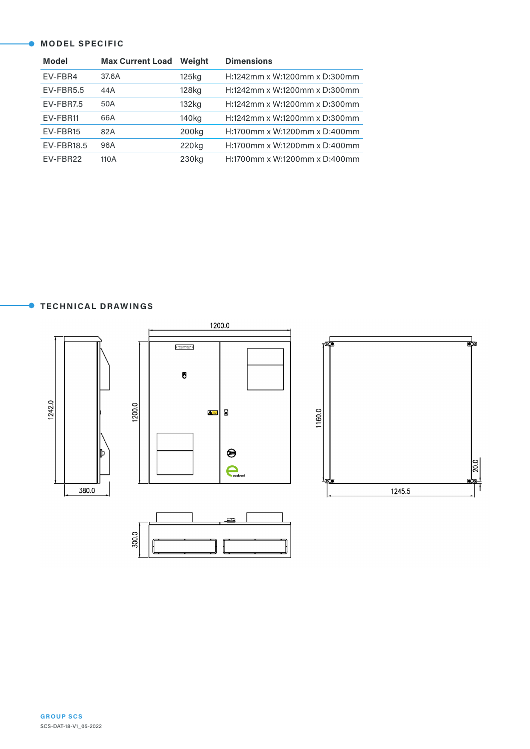## MODEL SPECIFIC

| Model | Max Current Load | Weight | Dimensions |
|---|---|---|---|
| EV-FBR4 | 37.6A | 125kg | H:1242mm x W:1200mm x D:300mm |
| EV-FBR5.5 | 44A | 128kg | H:1242mm x W:1200mm x D:300mm |
| EV-FBR7.5 | 50A | 132kg | H:1242mm x W:1200mm x D:300mm |
| EV-FBR11 | 66A | 140kg | H:1242mm x W:1200mm x D:300mm |
| EV-FBR15 | 82A | 200kg | H:1700mm x W:1200mm x D:400mm |
| EV-FBR18.5 | 96A | 220kg | H:1700mm x W:1200mm x D:400mm |
| EV-FBR22 | 110A | 230kg | H:1700mm x W:1200mm x D:400mm |

## TECHNICAL DRAWINGS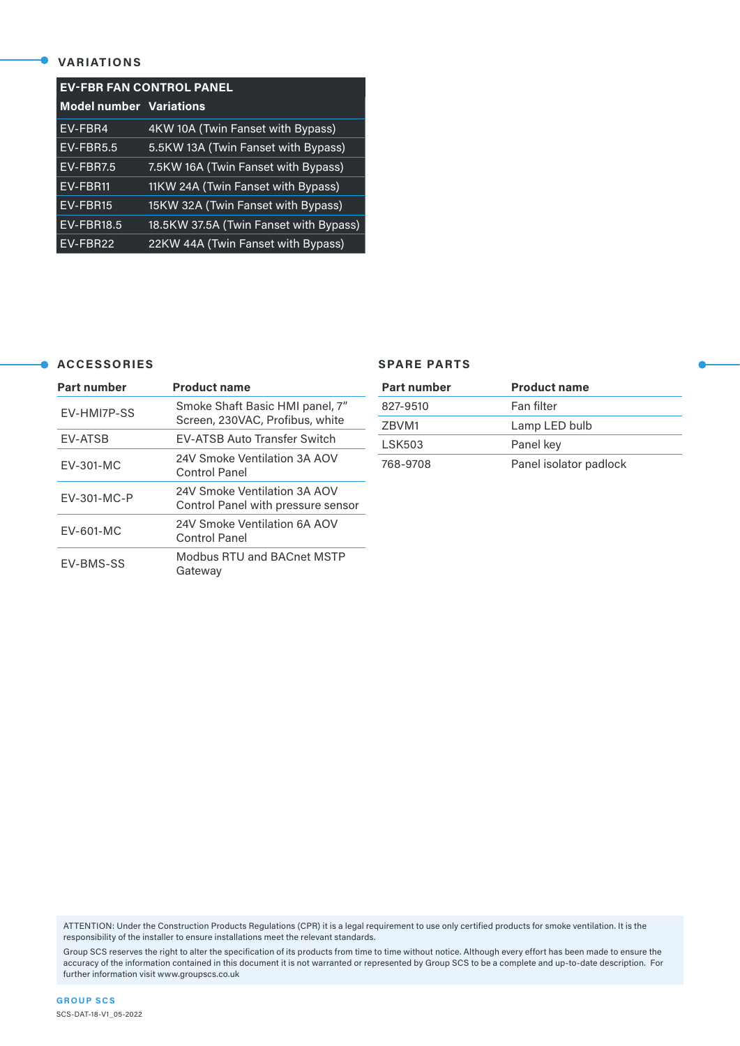## VARIATIONS

| EV-FBR FAN CONTROL PANEL | |
|---|---|
| **Model number** | **Variations** |
| EV-FBR4 | 4KW 10A (Twin Fanset with Bypass) |
| EV-FBR5.5 | 5.5KW 13A (Twin Fanset with Bypass) |
| EV-FBR7.5 | 7.5KW 16A (Twin Fanset with Bypass) |
| EV-FBR11 | 11KW 24A (Twin Fanset with Bypass) |
| EV-FBR15 | 15KW 32A (Twin Fanset with Bypass) |
| EV-FBR18.5 | 18.5KW 37.5A (Twin Fanset with Bypass) |
| EV-FBR22 | 22KW 44A (Twin Fanset with Bypass) |

## ACCESSORIES

| Part number | Product name |
|---|---|
| EV-HMI7P-SS | Smoke Shaft Basic HMI panel, 7" Screen, 230VAC, Profibus, white |
| EV-ATSB | EV-ATSB Auto Transfer Switch |
| EV-301-MC | 24V Smoke Ventilation 3A AOV Control Panel |
| EV-301-MC-P | 24V Smoke Ventilation 3A AOV Control Panel with pressure sensor |
| EV-601-MC | 24V Smoke Ventilation 6A AOV Control Panel |
| EV-BMS-SS | Modbus RTU and BACnet MSTP Gateway |

## SPARE PARTS

| Part number | Product name |
|---|---|
| 827-9510 | Fan filter |
| ZBVM1 | Lamp LED bulb |
| LSK503 | Panel key |
| 768-9708 | Panel isolator padlock |

ATTENTION: Under the Construction Products Regulations (CPR) it is a legal requirement to use only certified products for smoke ventilation. It is the responsibility of the installer to ensure installations meet the relevant standards.

Group SCS reserves the right to alter the specification of its products from time to time without notice. Although every effort has been made to ensure the accuracy of the information contained in this document it is not warranted or represented by Group SCS to be a complete and up-to-date description. For further information visit www.groupscs.co.uk

GROUP SCS

SCS-DAT-18-V1_05-2022